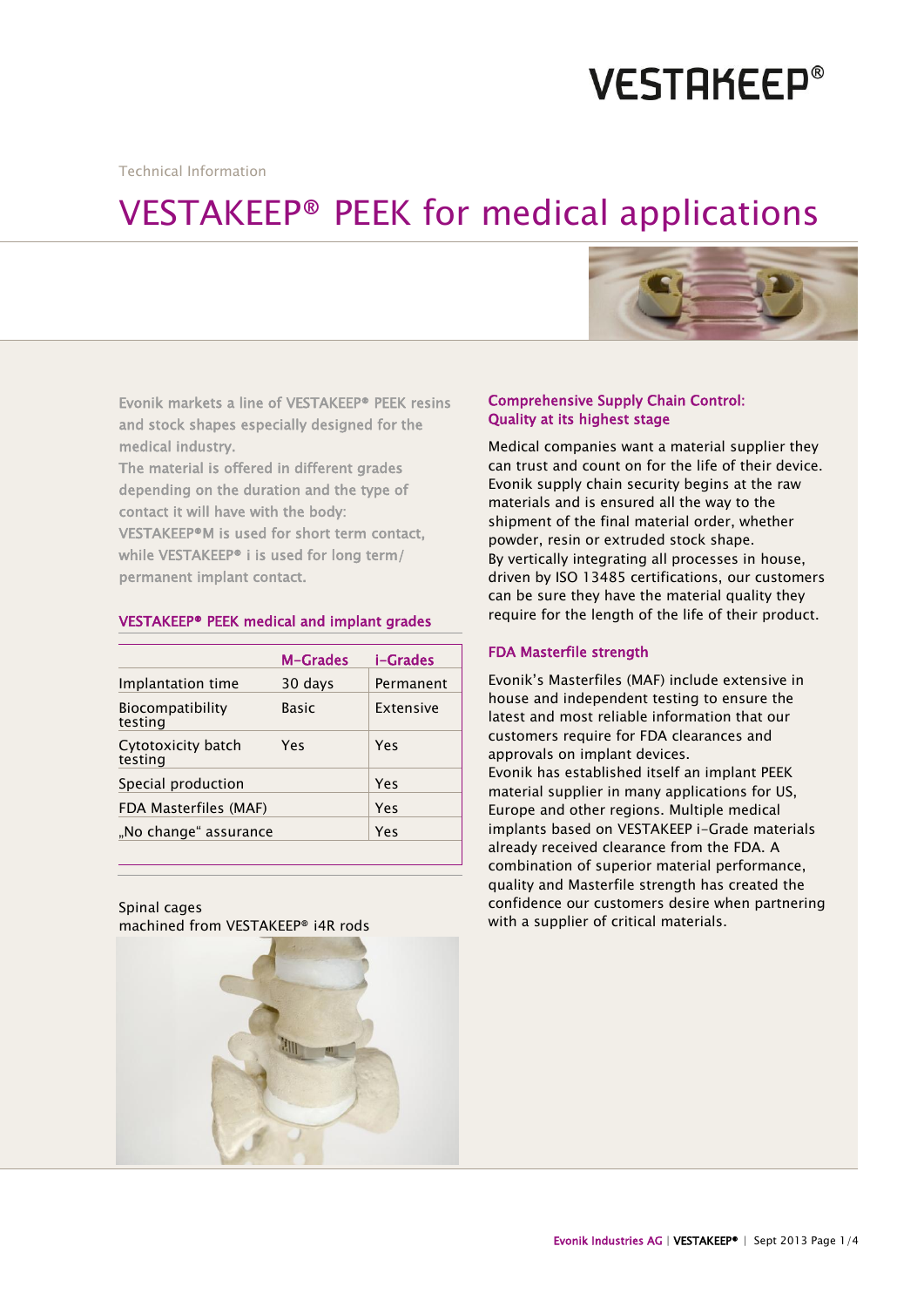Technical Information

# VESTAKEEP® PEEK for medical applications

Evonik markets a line of VESTAKEEP® PEEK resins and stock shapes especially designed for the medical industry.
The material is offered in different grades depending on the duration and the type of contact it will have with the body:
VESTAKEEP®M is used for short term contact, while VESTAKEEP® i is used for long term/ permanent implant contact.

## VESTAKEEP® PEEK medical and implant grades

| | M-Grades | i-Grades |
|---|---|---|
| Implantation time | 30 days | Permanent |
| Biocompatibility testing | Basic | Extensive |
| Cytotoxicity batch testing | Yes | Yes |
| Special production | | Yes |
| FDA Masterfiles (MAF) | | Yes |
| „No change“ assurance | | Yes |

Spinal cages
machined from VESTAKEEP® i4R rods

## Comprehensive Supply Chain Control: Quality at its highest stage

Medical companies want a material supplier they can trust and count on for the life of their device. Evonik supply chain security begins at the raw materials and is ensured all the way to the shipment of the final material order, whether powder, resin or extruded stock shape.
By vertically integrating all processes in house, driven by ISO 13485 certifications, our customers can be sure they have the material quality they require for the length of the life of their product.

## FDA Masterfile strength

Evonik's Masterfiles (MAF) include extensive in house and independent testing to ensure the latest and most reliable information that our customers require for FDA clearances and approvals on implant devices.
Evonik has established itself an implant PEEK material supplier in many applications for US, Europe and other regions. Multiple medical implants based on VESTAKEEP i-Grade materials already received clearance from the FDA. A combination of superior material performance, quality and Masterfile strength has created the confidence our customers desire when partnering with a supplier of critical materials.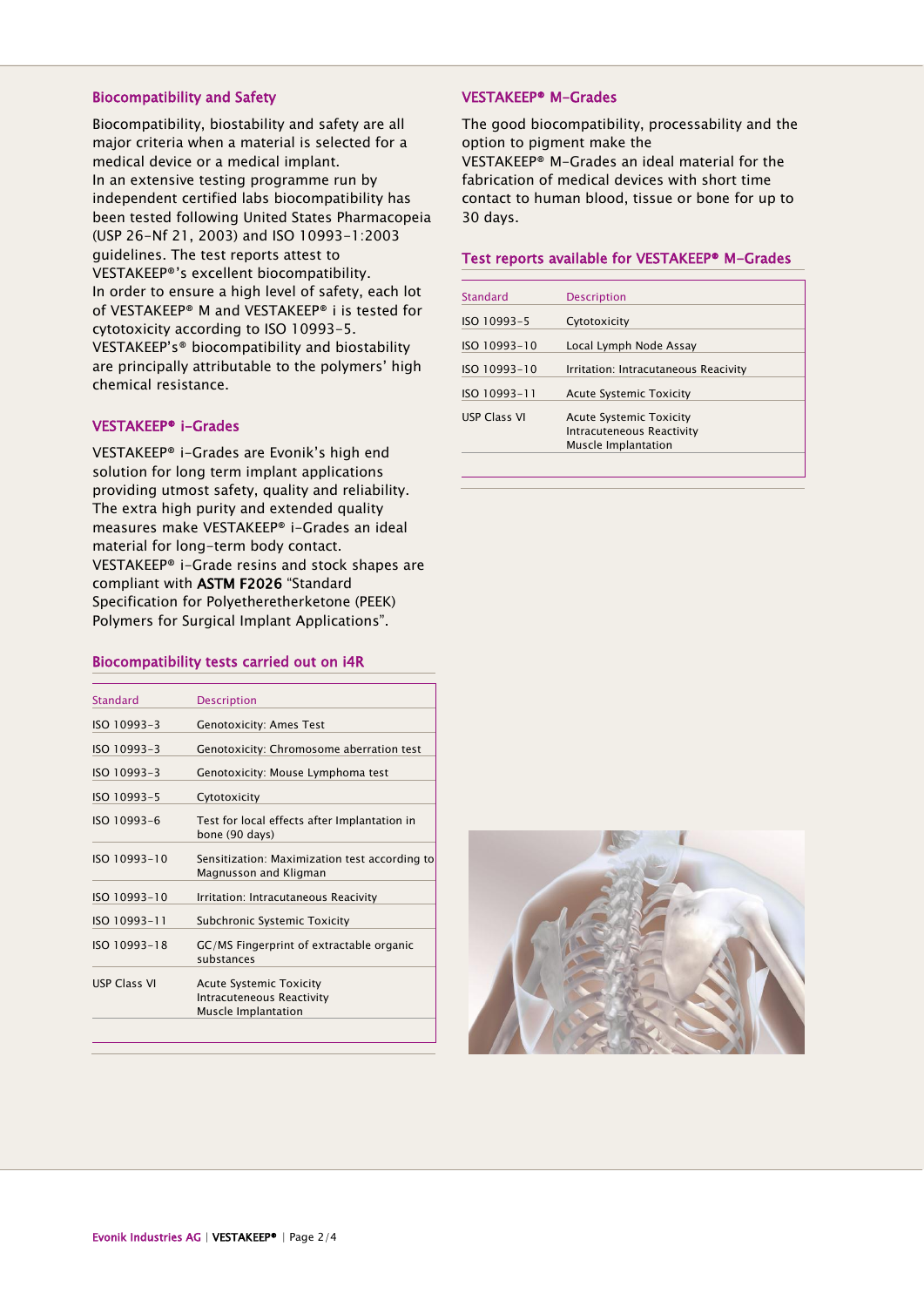## Biocompatibility and Safety

Biocompatibility, biostability and safety are all major criteria when a material is selected for a medical device or a medical implant.
In an extensive testing programme run by independent certified labs biocompatibility has been tested following United States Pharmacopeia (USP 26-Nf 21, 2003) and ISO 10993-1:2003 guidelines. The test reports attest to VESTAKEEP®'s excellent biocompatibility.
In order to ensure a high level of safety, each lot of VESTAKEEP® M and VESTAKEEP® i is tested for cytotoxicity according to ISO 10993-5.
VESTAKEEP's® biocompatibility and biostability are principally attributable to the polymers' high chemical resistance.

## VESTAKEEP® i-Grades

VESTAKEEP® i-Grades are Evonik's high end solution for long term implant applications providing utmost safety, quality and reliability. The extra high purity and extended quality measures make VESTAKEEP® i-Grades an ideal material for long-term body contact.
VESTAKEEP® i-Grade resins and stock shapes are compliant with **ASTM F2026** "Standard Specification for Polyetheretherketone (PEEK) Polymers for Surgical Implant Applications".

### Biocompatibility tests carried out on i4R

| Standard | Description |
|---|---|
| ISO 10993-3 | Genotoxicity: Ames Test |
| ISO 10993-3 | Genotoxicity: Chromosome aberration test |
| ISO 10993-3 | Genotoxicity: Mouse Lymphoma test |
| ISO 10993-5 | Cytotoxicity |
| ISO 10993-6 | Test for local effects after Implantation in bone (90 days) |
| ISO 10993-10 | Sensitization: Maximization test according to Magnusson and Kligman |
| ISO 10993-10 | Irritation: Intracutaneous Reacivity |
| ISO 10993-11 | Subchronic Systemic Toxicity |
| ISO 10993-18 | GC/MS Fingerprint of extractable organic substances |
| USP Class VI | Acute Systemic Toxicity<br>Intracuteneous Reactivity<br>Muscle Implantation |

## VESTAKEEP® M-Grades

The good biocompatibility, processability and the option to pigment make the VESTAKEEP® M-Grades an ideal material for the fabrication of medical devices with short time contact to human blood, tissue or bone for up to 30 days.

### Test reports available for VESTAKEEP® M-Grades

| Standard | Description |
|---|---|
| ISO 10993-5 | Cytotoxicity |
| ISO 10993-10 | Local Lymph Node Assay |
| ISO 10993-10 | Irritation: Intracutaneous Reacivity |
| ISO 10993-11 | Acute Systemic Toxicity |
| USP Class VI | Acute Systemic Toxicity<br>Intracuteneous Reactivity<br>Muscle Implantation |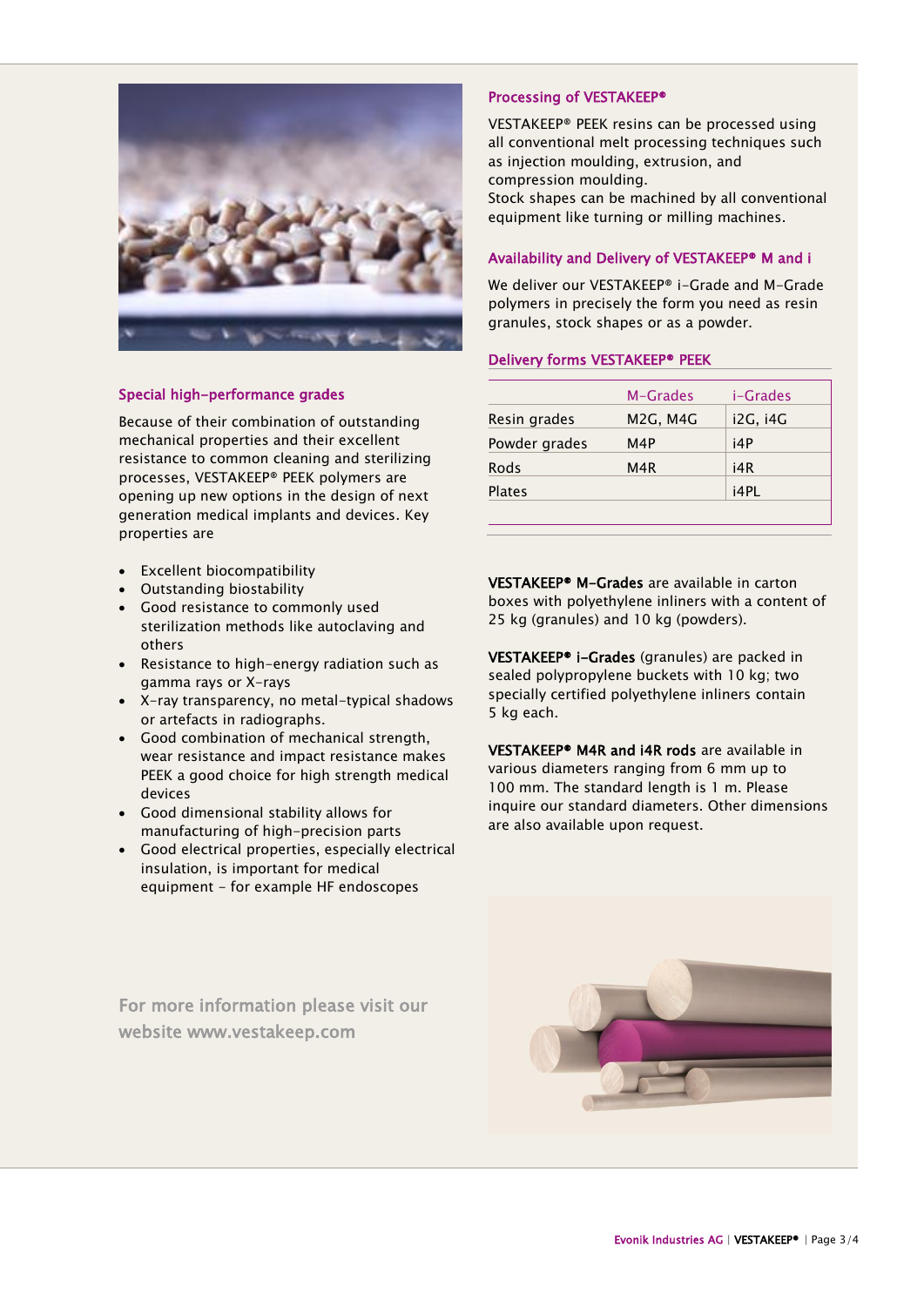## Special high-performance grades

Because of their combination of outstanding mechanical properties and their excellent resistance to common cleaning and sterilizing processes, VESTAKEEP® PEEK polymers are opening up new options in the design of next generation medical implants and devices. Key properties are

- Excellent biocompatibility
- Outstanding biostability
- Good resistance to commonly used sterilization methods like autoclaving and others
- Resistance to high-energy radiation such as gamma rays or X-rays
- X-ray transparency, no metal-typical shadows or artefacts in radiographs.
- Good combination of mechanical strength, wear resistance and impact resistance makes PEEK a good choice for high strength medical devices
- Good dimensional stability allows for manufacturing of high-precision parts
- Good electrical properties, especially electrical insulation, is important for medical equipment – for example HF endoscopes

For more information please visit our website www.vestakeep.com

## Processing of VESTAKEEP®

VESTAKEEP® PEEK resins can be processed using all conventional melt processing techniques such as injection moulding, extrusion, and compression moulding.
Stock shapes can be machined by all conventional equipment like turning or milling machines.

## Availability and Delivery of VESTAKEEP® M and i

We deliver our VESTAKEEP® i-Grade and M-Grade polymers in precisely the form you need as resin granules, stock shapes or as a powder.

## Delivery forms VESTAKEEP® PEEK

| | M-Grades | i-Grades |
|---|---|---|
| Resin grades | M2G, M4G | i2G, i4G |
| Powder grades | M4P | i4P |
| Rods | M4R | i4R |
| Plates | | i4PL |

**VESTAKEEP® M-Grades** are available in carton boxes with polyethylene inliners with a content of 25 kg (granules) and 10 kg (powders).

**VESTAKEEP® i-Grades** (granules) are packed in sealed polypropylene buckets with 10 kg; two specially certified polyethylene inliners contain 5 kg each.

**VESTAKEEP® M4R and i4R rods** are available in various diameters ranging from 6 mm up to 100 mm. The standard length is 1 m. Please inquire our standard diameters. Other dimensions are also available upon request.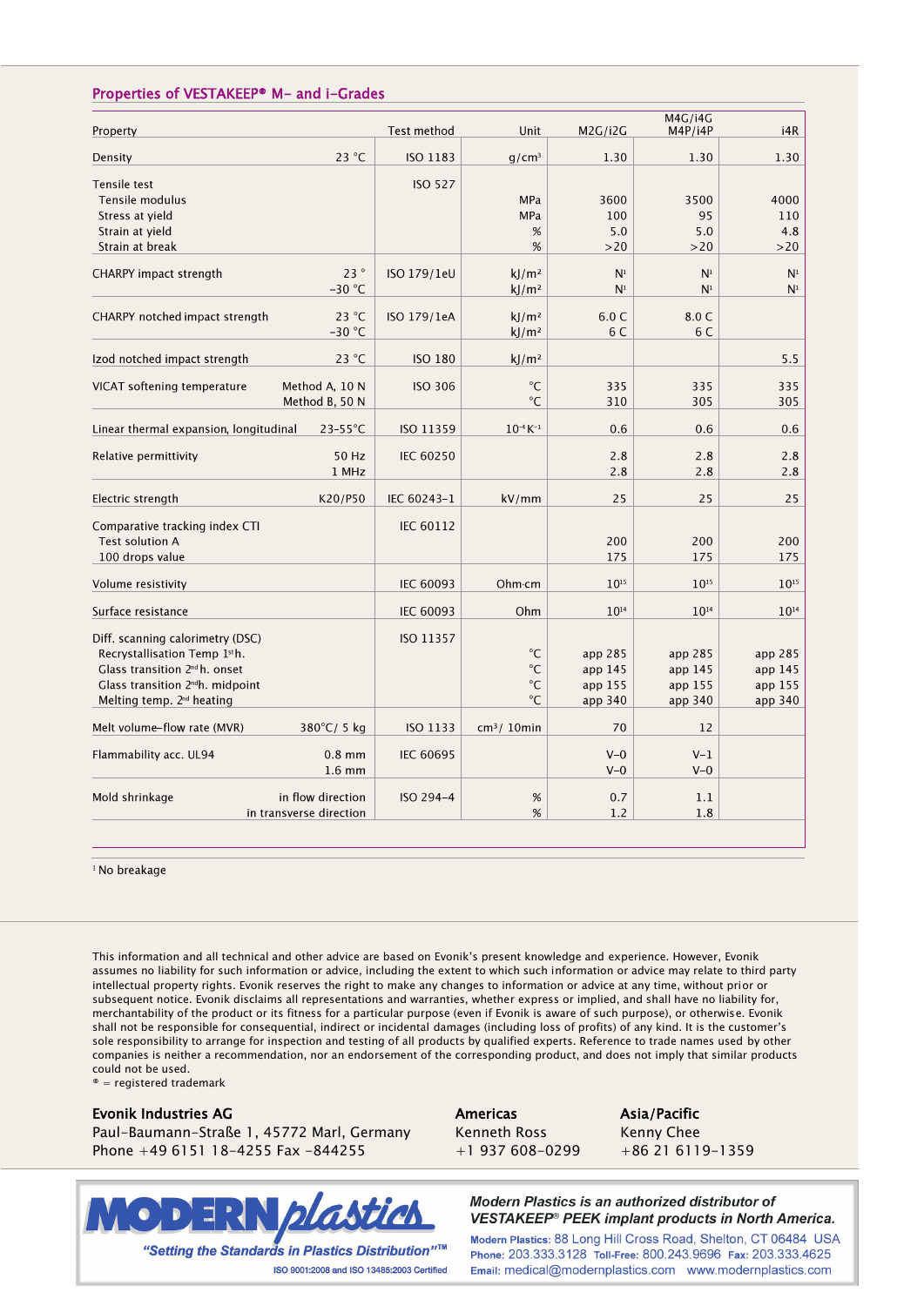## Properties of VESTAKEEP® M- and i-Grades

| Property | | Test method | Unit | M2G/i2G | M4G/i4G M4P/i4P | i4R |
|---|---|---|---|---|---|---|
| Density | 23 °C | ISO 1183 | g/cm³ | 1.30 | 1.30 | 1.30 |
| Tensile test | | ISO 527 | | | | |
| Tensile modulus | | | MPa | 3600 | 3500 | 4000 |
| Stress at yield | | | MPa | 100 | 95 | 110 |
| Strain at yield | | | % | 5.0 | 5.0 | 4.8 |
| Strain at break | | | % | >20 | >20 | >20 |
| CHARPY impact strength | 23 ° | ISO 179/1eU | kJ/m² | N[1] | N[1] | N[1] |
| | −30 °C | | kJ/m² | N[1] | N[1] | N[1] |
| CHARPY notched impact strength | 23 °C | ISO 179/1eA | kJ/m² | 6.0 C | 8.0 C | |
| | −30 °C | | kJ/m² | 6 C | 6 C | |
| Izod notched impact strength | 23 °C | ISO 180 | kJ/m² | | | 5.5 |
| VICAT softening temperature | Method A, 10 N | ISO 306 | °C | 335 | 335 | 335 |
| | Method B, 50 N | | °C | 310 | 305 | 305 |
| Linear thermal expansion, longitudinal | 23–55°C | ISO 11359 | $10^{-4}K^{-1}$ | 0.6 | 0.6 | 0.6 |
| Relative permittivity | 50 Hz | IEC 60250 | | 2.8 | 2.8 | 2.8 |
| | 1 MHz | | | 2.8 | 2.8 | 2.8 |
| Electric strength | K20/P50 | IEC 60243-1 | kV/mm | 25 | 25 | 25 |
| Comparative tracking index CTI | | IEC 60112 | | | | |
| Test solution A | | | | 200 | 200 | 200 |
| 100 drops value | | | | 175 | 175 | 175 |
| Volume resistivity | | IEC 60093 | Ohm·cm | $10^{15}$ | $10^{15}$ | $10^{15}$ |
| Surface resistance | | IEC 60093 | Ohm | $10^{14}$ | $10^{14}$ | $10^{14}$ |
| Diff. scanning calorimetry (DSC) | | ISO 11357 | | | | |
| Recrystallisation Temp 1st h. | | | °C | app 285 | app 285 | app 285 |
| Glass transition 2nd h. onset | | | °C | app 145 | app 145 | app 145 |
| Glass transition 2nd h. midpoint | | | °C | app 155 | app 155 | app 155 |
| Melting temp. 2nd heating | | | °C | app 340 | app 340 | app 340 |
| Melt volume-flow rate (MVR) | 380°C/ 5 kg | ISO 1133 | cm³/ 10min | 70 | 12 | |
| Flammability acc. UL94 | 0.8 mm | IEC 60695 | | V-0 | V-1 | |
| | 1.6 mm | | | V-0 | V-0 | |
| Mold shrinkage | in flow direction | ISO 294-4 | % | 0.7 | 1.1 | |
| | in transverse direction | | % | 1.2 | 1.8 | |

[1] No breakage

This information and all technical and other advice are based on Evonik's present knowledge and experience. However, Evonik assumes no liability for such information or advice, including the extent to which such information or advice may relate to third party intellectual property rights. Evonik reserves the right to make any changes to information or advice at any time, without prior or subsequent notice. Evonik disclaims all representations and warranties, whether express or implied, and shall have no liability for, merchantability of the product or its fitness for a particular purpose (even if Evonik is aware of such purpose), or otherwise. Evonik shall not be responsible for consequential, indirect or incidental damages (including loss of profits) of any kind. It is the customer's sole responsibility to arrange for inspection and testing of all products by qualified experts. Reference to trade names used by other companies is neither a recommendation, nor an endorsement of the corresponding product, and does not imply that similar products could not be used.
® = registered trademark

**Evonik Industries AG**
Paul-Baumann-Straße 1, 45772 Marl, Germany
Phone +49 6151 18-4255 Fax -844255

**Americas**
Kenneth Ross
+1 937 608-0299

**Asia/Pacific**
Kenny Chee
+86 21 6119-1359

MODERN plastics
*"Setting the Standards in Plastics Distribution"™*
ISO 9001:2008 and ISO 13485:2003 Certified

***Modern Plastics is an authorized distributor of VESTAKEEP® PEEK implant products in North America.***

**Modern Plastics:** 88 Long Hill Cross Road, Shelton, CT 06484 USA
**Phone:** 203.333.3128 **Toll-Free:** 800.243.9696 **Fax:** 203.333.4625
**Email:** medical@modernplastics.com www.modernplastics.com